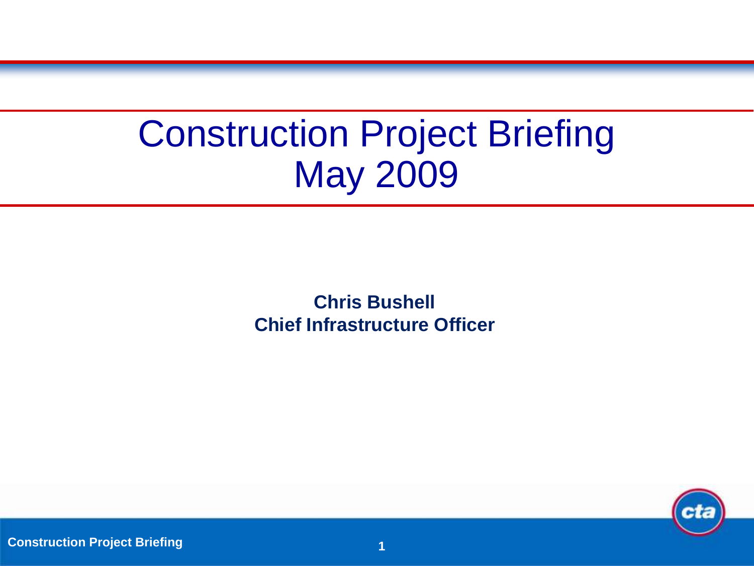# Construction Project Briefing
# May 2009

**Chris Bushell**
**Chief Infrastructure Officer**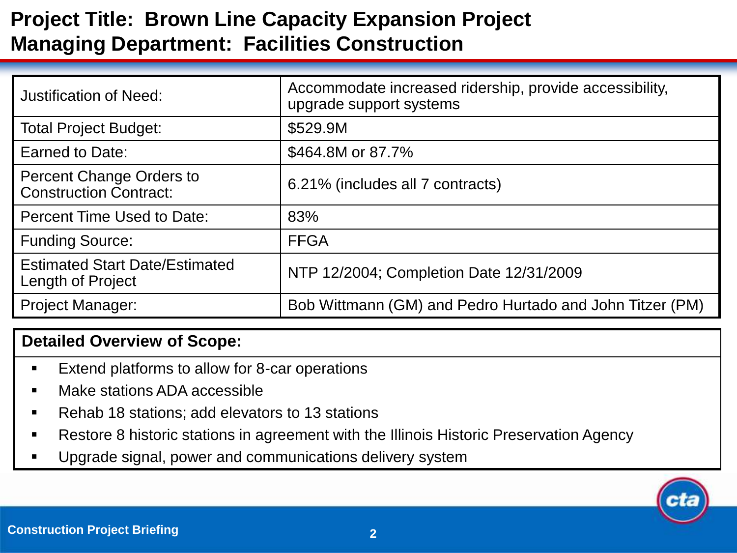# Project Title: Brown Line Capacity Expansion Project
# Managing Department: Facilities Construction

| | |
|---|---|
| Justification of Need: | Accommodate increased ridership, provide accessibility, upgrade support systems |
| Total Project Budget: | $529.9M |
| Earned to Date: | $464.8M or 87.7% |
| Percent Change Orders to Construction Contract: | 6.21% (includes all 7 contracts) |
| Percent Time Used to Date: | 83% |
| Funding Source: | FFGA |
| Estimated Start Date/Estimated Length of Project | NTP 12/2004; Completion Date 12/31/2009 |
| Project Manager: | Bob Wittmann (GM) and Pedro Hurtado and John Titzer (PM) |

**Detailed Overview of Scope:**

- Extend platforms to allow for 8-car operations
- Make stations ADA accessible
- Rehab 18 stations; add elevators to 13 stations
- Restore 8 historic stations in agreement with the Illinois Historic Preservation Agency
- Upgrade signal, power and communications delivery system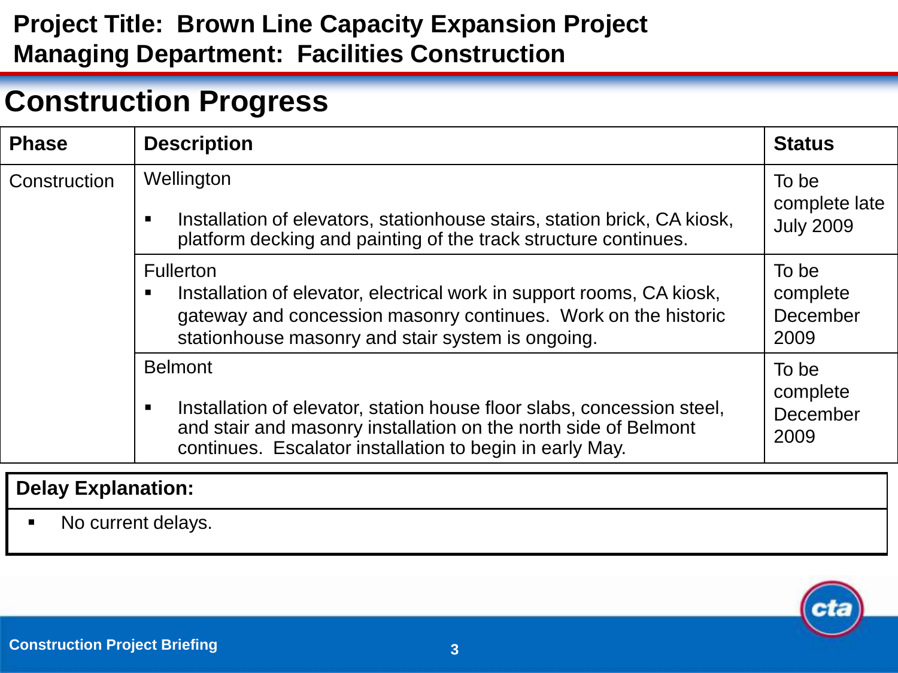**Project Title: Brown Line Capacity Expansion Project**
**Managing Department: Facilities Construction**

# Construction Progress

| Phase | Description | Status |
|---|---|---|
| Construction | Wellington<br>▪ Installation of elevators, stationhouse stairs, station brick, CA kiosk, platform decking and painting of the track structure continues. | To be complete late July 2009 |
| | Fullerton<br>▪ Installation of elevator, electrical work in support rooms, CA kiosk, gateway and concession masonry continues. Work on the historic stationhouse masonry and stair system is ongoing. | To be complete December 2009 |
| | Belmont<br>▪ Installation of elevator, station house floor slabs, concession steel, and stair and masonry installation on the north side of Belmont continues. Escalator installation to begin in early May. | To be complete December 2009 |

| Delay Explanation: |
|---|
| ▪ No current delays. |

Construction Project Briefing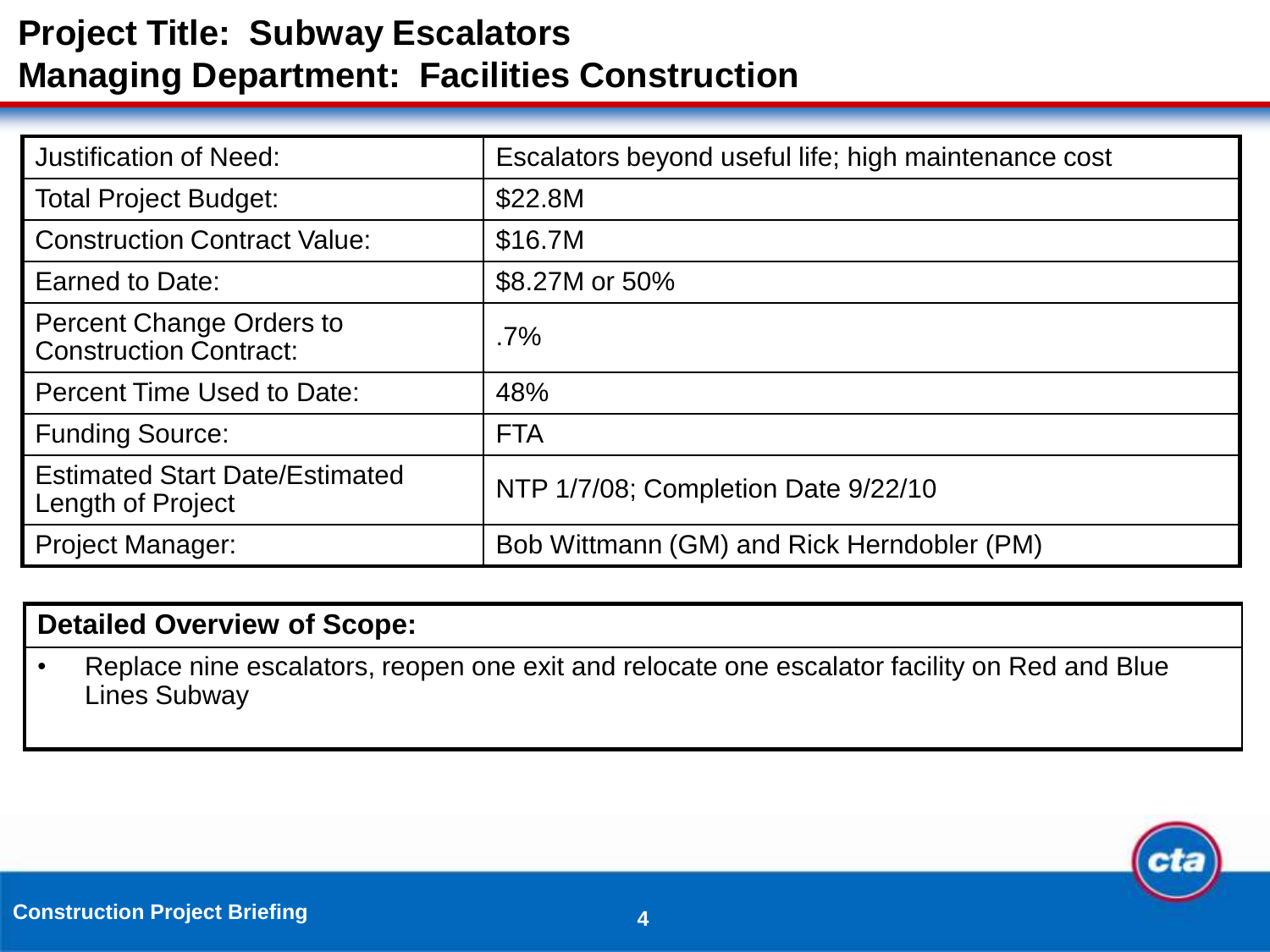# Project Title: Subway Escalators
# Managing Department: Facilities Construction

| | |
|---|---|
| Justification of Need: | Escalators beyond useful life; high maintenance cost |
| Total Project Budget: | $22.8M |
| Construction Contract Value: | $16.7M |
| Earned to Date: | $8.27M or 50% |
| Percent Change Orders to Construction Contract: | .7% |
| Percent Time Used to Date: | 48% |
| Funding Source: | FTA |
| Estimated Start Date/Estimated Length of Project | NTP 1/7/08; Completion Date 9/22/10 |
| Project Manager: | Bob Wittmann (GM) and Rick Herndobler (PM) |

| **Detailed Overview of Scope:** |
|---|
| • Replace nine escalators, reopen one exit and relocate one escalator facility on Red and Blue Lines Subway |

Construction Project Briefing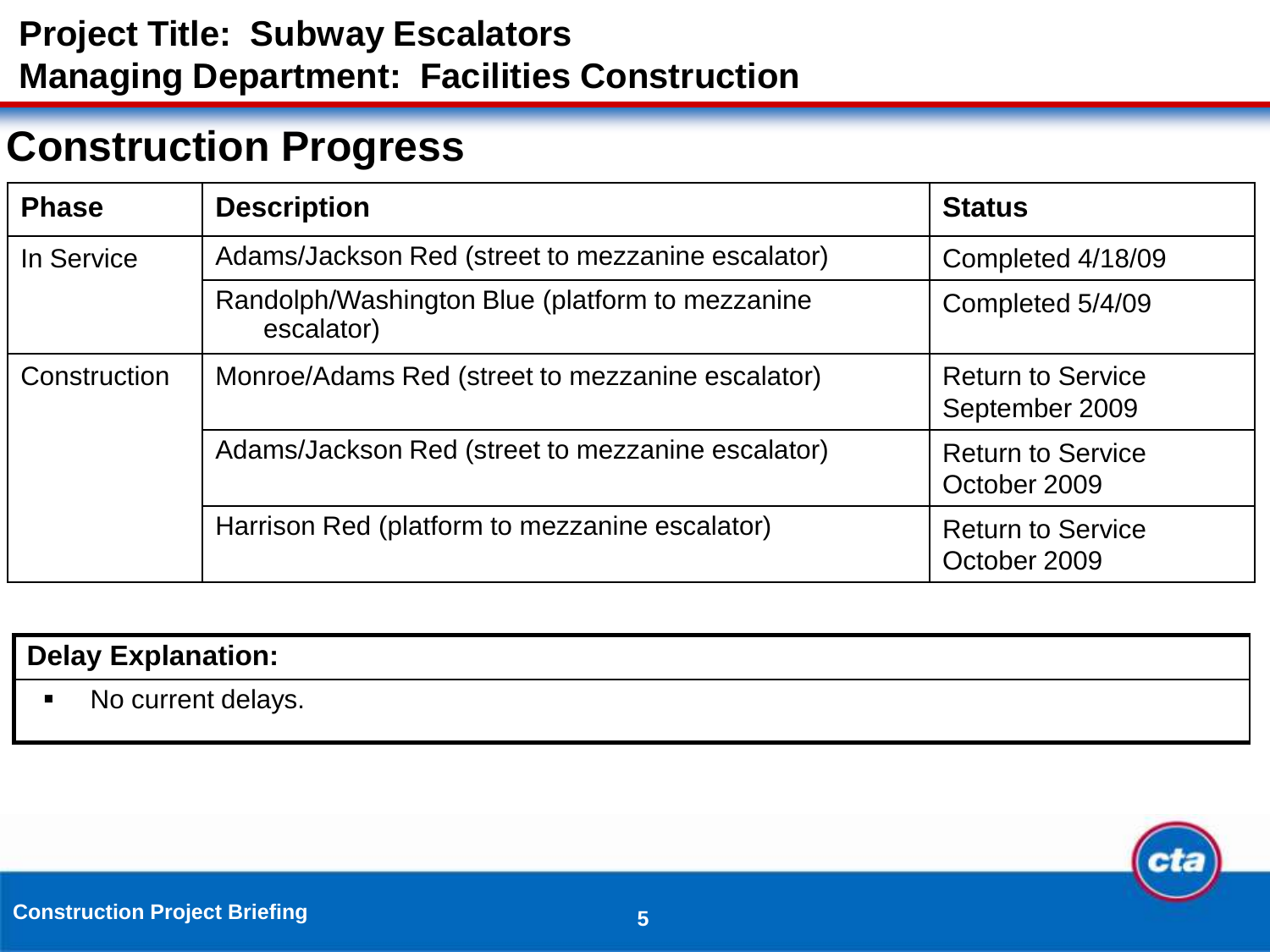**Project Title: Subway Escalators**
**Managing Department: Facilities Construction**

# Construction Progress

| Phase | Description | Status |
|---|---|---|
| In Service | Adams/Jackson Red (street to mezzanine escalator) | Completed 4/18/09 |
| | Randolph/Washington Blue (platform to mezzanine escalator) | Completed 5/4/09 |
| Construction | Monroe/Adams Red (street to mezzanine escalator) | Return to Service September 2009 |
| | Adams/Jackson Red (street to mezzanine escalator) | Return to Service October 2009 |
| | Harrison Red (platform to mezzanine escalator) | Return to Service October 2009 |

| Delay Explanation: |
|---|
| ▪ No current delays. |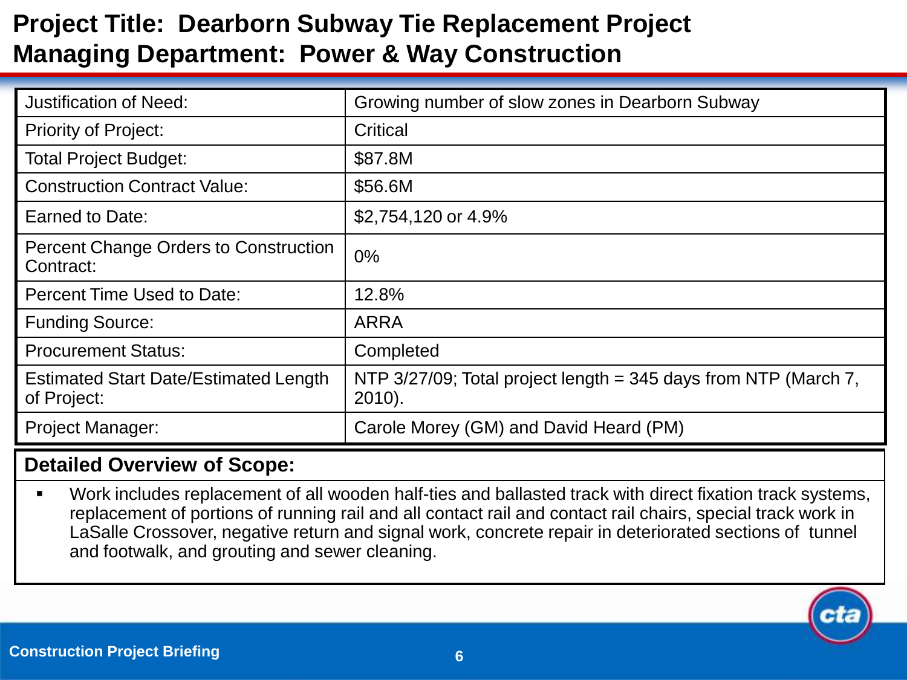# Project Title: Dearborn Subway Tie Replacement Project
# Managing Department: Power & Way Construction

| | |
|---|---|
| Justification of Need: | Growing number of slow zones in Dearborn Subway |
| Priority of Project: | Critical |
| Total Project Budget: | $87.8M |
| Construction Contract Value: | $56.6M |
| Earned to Date: | $2,754,120 or 4.9% |
| Percent Change Orders to Construction Contract: | 0% |
| Percent Time Used to Date: | 12.8% |
| Funding Source: | ARRA |
| Procurement Status: | Completed |
| Estimated Start Date/Estimated Length of Project: | NTP 3/27/09; Total project length = 345 days from NTP (March 7, 2010). |
| Project Manager: | Carole Morey (GM) and David Heard (PM) |

## Detailed Overview of Scope:

- Work includes replacement of all wooden half-ties and ballasted track with direct fixation track systems, replacement of portions of running rail and all contact rail and contact rail chairs, special track work in LaSalle Crossover, negative return and signal work, concrete repair in deteriorated sections of tunnel and footwalk, and grouting and sewer cleaning.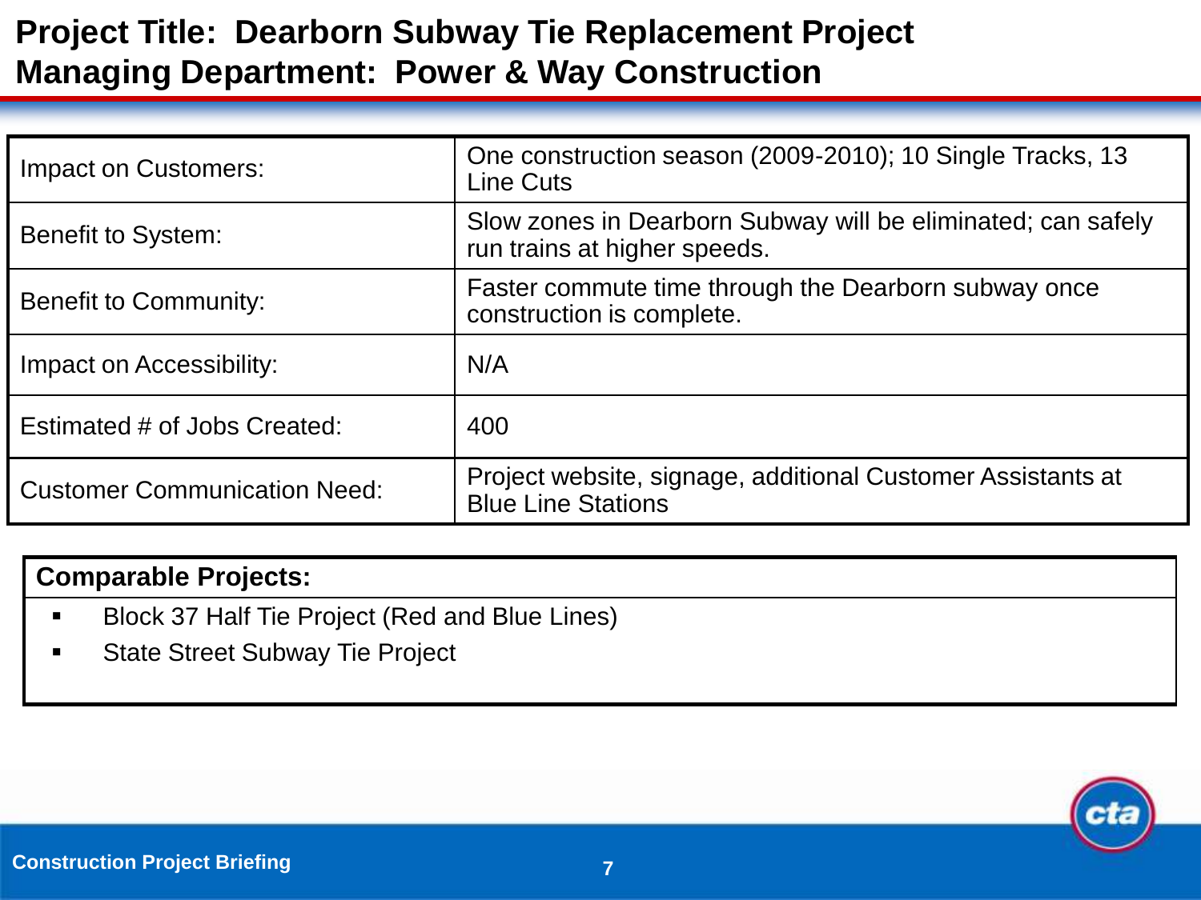# Project Title: Dearborn Subway Tie Replacement Project
# Managing Department: Power & Way Construction

| | |
|---|---|
| Impact on Customers: | One construction season (2009-2010); 10 Single Tracks, 13 Line Cuts |
| Benefit to System: | Slow zones in Dearborn Subway will be eliminated; can safely run trains at higher speeds. |
| Benefit to Community: | Faster commute time through the Dearborn subway once construction is complete. |
| Impact on Accessibility: | N/A |
| Estimated # of Jobs Created: | 400 |
| Customer Communication Need: | Project website, signage, additional Customer Assistants at Blue Line Stations |

**Comparable Projects:**

- Block 37 Half Tie Project (Red and Blue Lines)
- State Street Subway Tie Project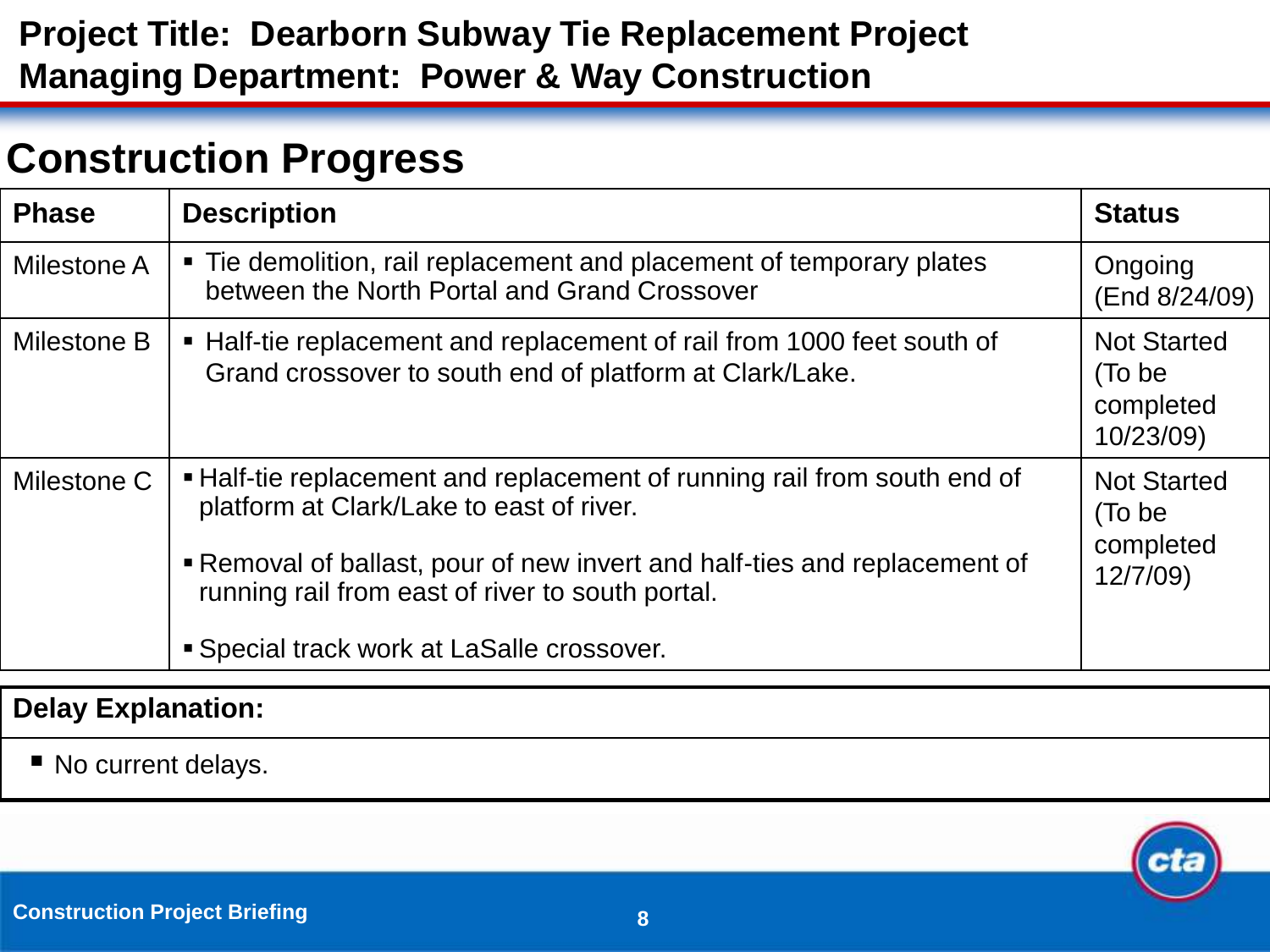**Project Title: Dearborn Subway Tie Replacement Project**
**Managing Department: Power & Way Construction**

## Construction Progress

| Phase | Description | Status |
|---|---|---|
| Milestone A | ▪ Tie demolition, rail replacement and placement of temporary plates between the North Portal and Grand Crossover | Ongoing (End 8/24/09) |
| Milestone B | ▪ Half-tie replacement and replacement of rail from 1000 feet south of Grand crossover to south end of platform at Clark/Lake. | Not Started (To be completed 10/23/09) |
| Milestone C | ▪ Half-tie replacement and replacement of running rail from south end of platform at Clark/Lake to east of river.<br>▪ Removal of ballast, pour of new invert and half-ties and replacement of running rail from east of river to south portal.<br>▪ Special track work at LaSalle crossover. | Not Started (To be completed 12/7/09) |

| Delay Explanation: |
|---|
| ▪ No current delays. |

Construction Project Briefing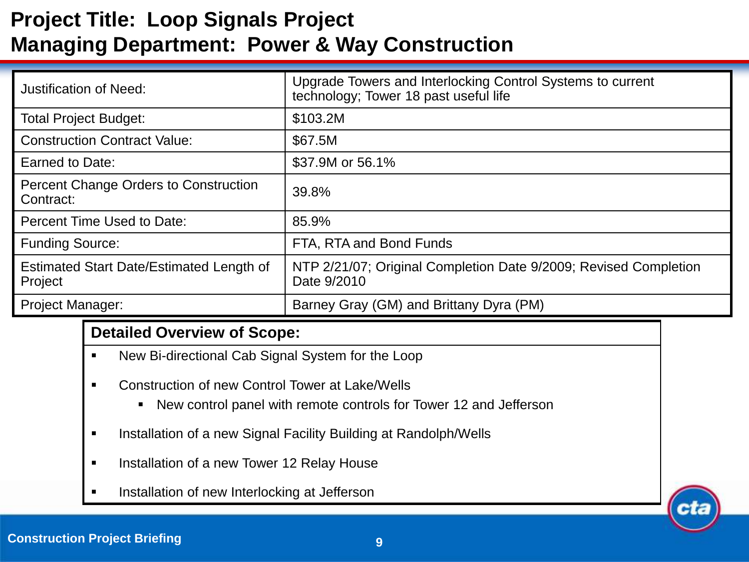# Project Title: Loop Signals Project
# Managing Department: Power & Way Construction

| | |
|---|---|
| Justification of Need: | Upgrade Towers and Interlocking Control Systems to current technology; Tower 18 past useful life |
| Total Project Budget: | $103.2M |
| Construction Contract Value: | $67.5M |
| Earned to Date: | $37.9M or 56.1% |
| Percent Change Orders to Construction Contract: | 39.8% |
| Percent Time Used to Date: | 85.9% |
| Funding Source: | FTA, RTA and Bond Funds |
| Estimated Start Date/Estimated Length of Project | NTP 2/21/07; Original Completion Date 9/2009; Revised Completion Date 9/2010 |
| Project Manager: | Barney Gray (GM) and Brittany Dyra (PM) |

**Detailed Overview of Scope:**

- New Bi-directional Cab Signal System for the Loop
- Construction of new Control Tower at Lake/Wells
  - New control panel with remote controls for Tower 12 and Jefferson
- Installation of a new Signal Facility Building at Randolph/Wells
- Installation of a new Tower 12 Relay House
- Installation of new Interlocking at Jefferson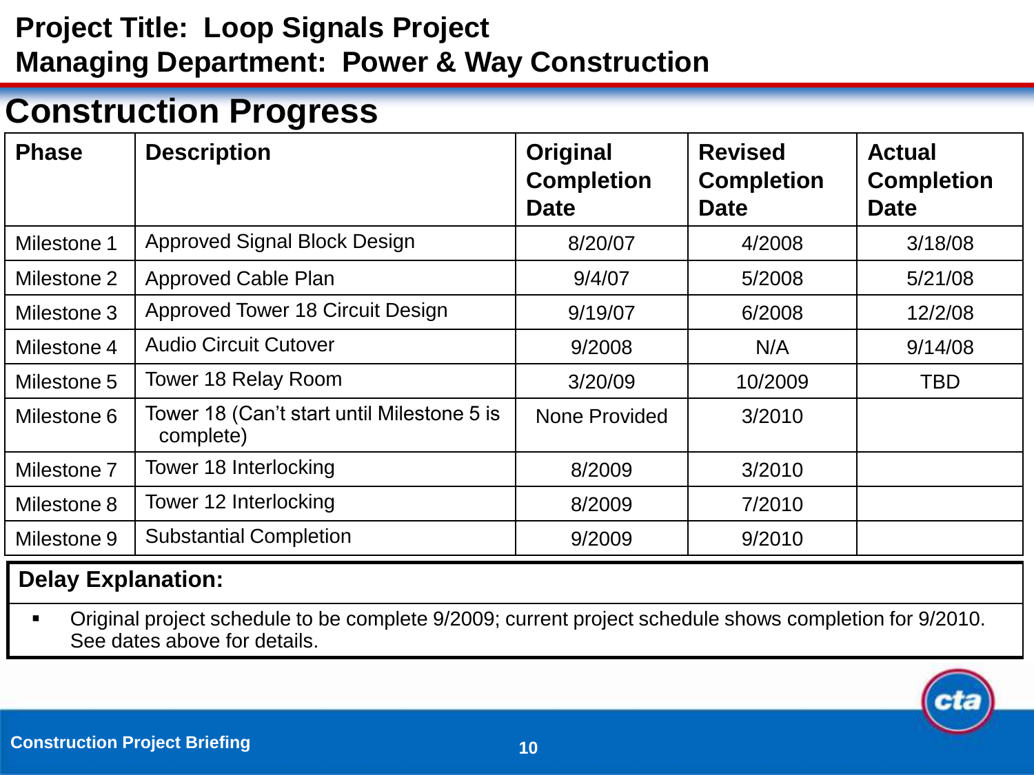**Project Title: Loop Signals Project**
**Managing Department: Power & Way Construction**

# Construction Progress

| Phase | Description | Original Completion Date | Revised Completion Date | Actual Completion Date |
|---|---|---|---|---|
| Milestone 1 | Approved Signal Block Design | 8/20/07 | 4/2008 | 3/18/08 |
| Milestone 2 | Approved Cable Plan | 9/4/07 | 5/2008 | 5/21/08 |
| Milestone 3 | Approved Tower 18 Circuit Design | 9/19/07 | 6/2008 | 12/2/08 |
| Milestone 4 | Audio Circuit Cutover | 9/2008 | N/A | 9/14/08 |
| Milestone 5 | Tower 18 Relay Room | 3/20/09 | 10/2009 | TBD |
| Milestone 6 | Tower 18 (Can't start until Milestone 5 is complete) | None Provided | 3/2010 | |
| Milestone 7 | Tower 18 Interlocking | 8/2009 | 3/2010 | |
| Milestone 8 | Tower 12 Interlocking | 8/2009 | 7/2010 | |
| Milestone 9 | Substantial Completion | 9/2009 | 9/2010 | |

**Delay Explanation:**

- Original project schedule to be complete 9/2009; current project schedule shows completion for 9/2010. See dates above for details.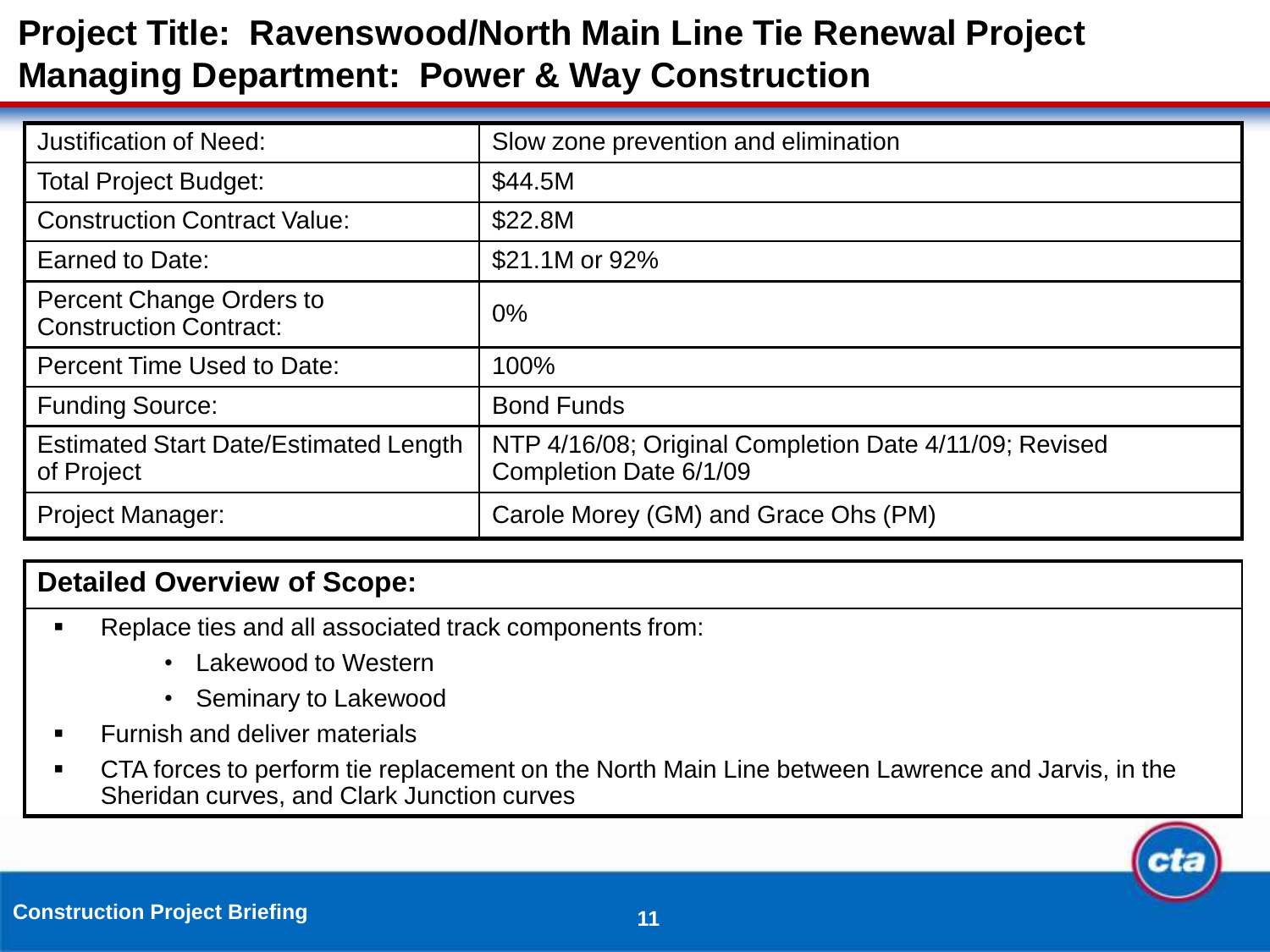# Project Title: Ravenswood/North Main Line Tie Renewal Project
# Managing Department: Power & Way Construction

| | |
|---|---|
| Justification of Need: | Slow zone prevention and elimination |
| Total Project Budget: | $44.5M |
| Construction Contract Value: | $22.8M |
| Earned to Date: | $21.1M or 92% |
| Percent Change Orders to Construction Contract: | 0% |
| Percent Time Used to Date: | 100% |
| Funding Source: | Bond Funds |
| Estimated Start Date/Estimated Length of Project | NTP 4/16/08; Original Completion Date 4/11/09; Revised Completion Date 6/1/09 |
| Project Manager: | Carole Morey (GM) and Grace Ohs (PM) |

**Detailed Overview of Scope:**

- Replace ties and all associated track components from:
  - Lakewood to Western
  - Seminary to Lakewood
- Furnish and deliver materials
- CTA forces to perform tie replacement on the North Main Line between Lawrence and Jarvis, in the Sheridan curves, and Clark Junction curves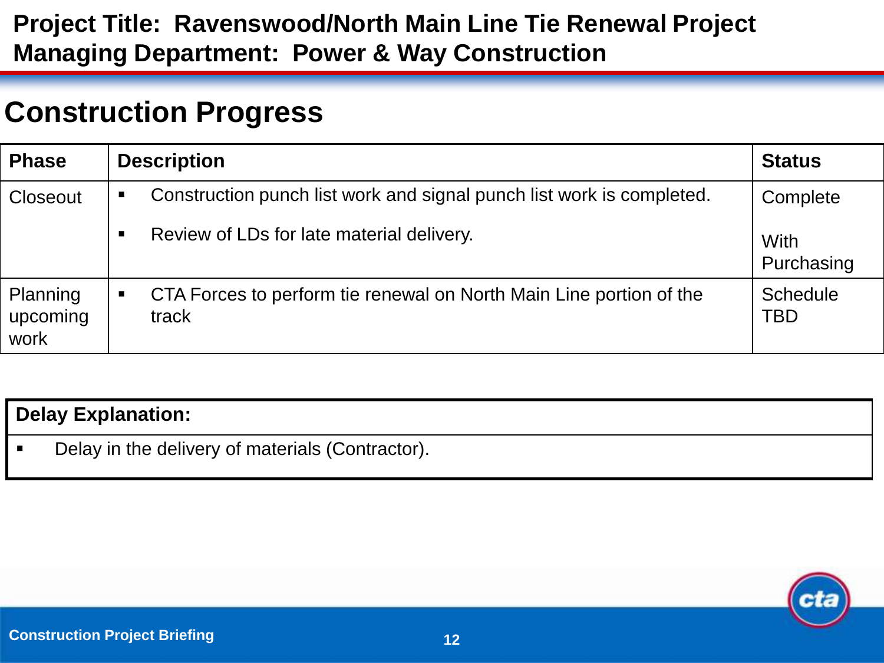**Project Title: Ravenswood/North Main Line Tie Renewal Project**
**Managing Department: Power & Way Construction**

# Construction Progress

| Phase | Description | Status |
|---|---|---|
| Closeout | ▪ Construction punch list work and signal punch list work is completed.<br>▪ Review of LDs for late material delivery. | Complete<br>With Purchasing |
| Planning upcoming work | ▪ CTA Forces to perform tie renewal on North Main Line portion of the track | Schedule TBD |

| Delay Explanation: |
|---|
| ▪ Delay in the delivery of materials (Contractor). |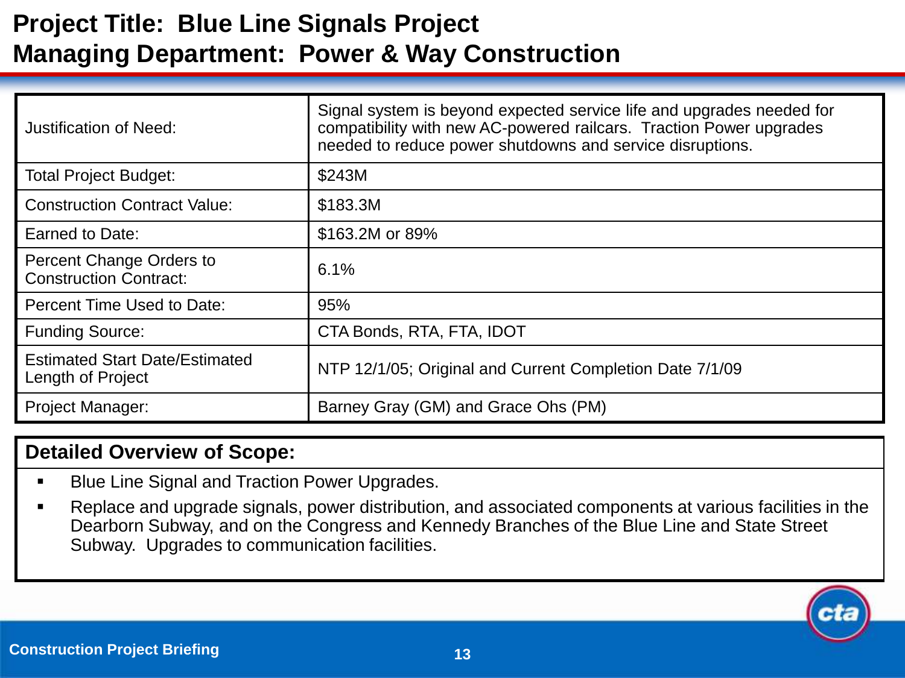# Project Title: Blue Line Signals Project
# Managing Department: Power & Way Construction

| | |
|---|---|
| Justification of Need: | Signal system is beyond expected service life and upgrades needed for compatibility with new AC-powered railcars. Traction Power upgrades needed to reduce power shutdowns and service disruptions. |
| Total Project Budget: | $243M |
| Construction Contract Value: | $183.3M |
| Earned to Date: | $163.2M or 89% |
| Percent Change Orders to Construction Contract: | 6.1% |
| Percent Time Used to Date: | 95% |
| Funding Source: | CTA Bonds, RTA, FTA, IDOT |
| Estimated Start Date/Estimated Length of Project | NTP 12/1/05; Original and Current Completion Date 7/1/09 |
| Project Manager: | Barney Gray (GM) and Grace Ohs (PM) |

## Detailed Overview of Scope:

- Blue Line Signal and Traction Power Upgrades.
- Replace and upgrade signals, power distribution, and associated components at various facilities in the Dearborn Subway, and on the Congress and Kennedy Branches of the Blue Line and State Street Subway. Upgrades to communication facilities.

Construction Project Briefing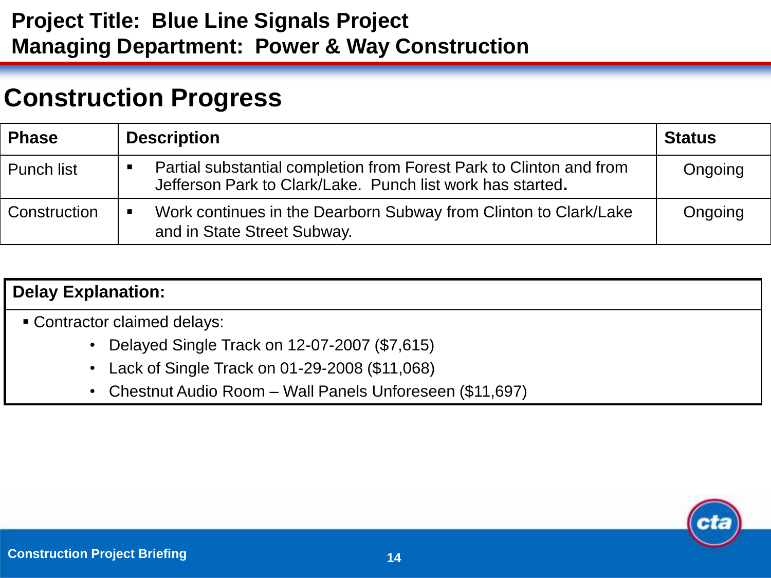**Project Title: Blue Line Signals Project**
**Managing Department: Power & Way Construction**

# Construction Progress

| Phase | Description | Status |
|---|---|---|
| Punch list | ▪ Partial substantial completion from Forest Park to Clinton and from Jefferson Park to Clark/Lake. Punch list work has started. | Ongoing |
| Construction | ▪ Work continues in the Dearborn Subway from Clinton to Clark/Lake and in State Street Subway. | Ongoing |

**Delay Explanation:**

- Contractor claimed delays:
  - Delayed Single Track on 12-07-2007 ($7,615)
  - Lack of Single Track on 01-29-2008 ($11,068)
  - Chestnut Audio Room – Wall Panels Unforeseen ($11,697)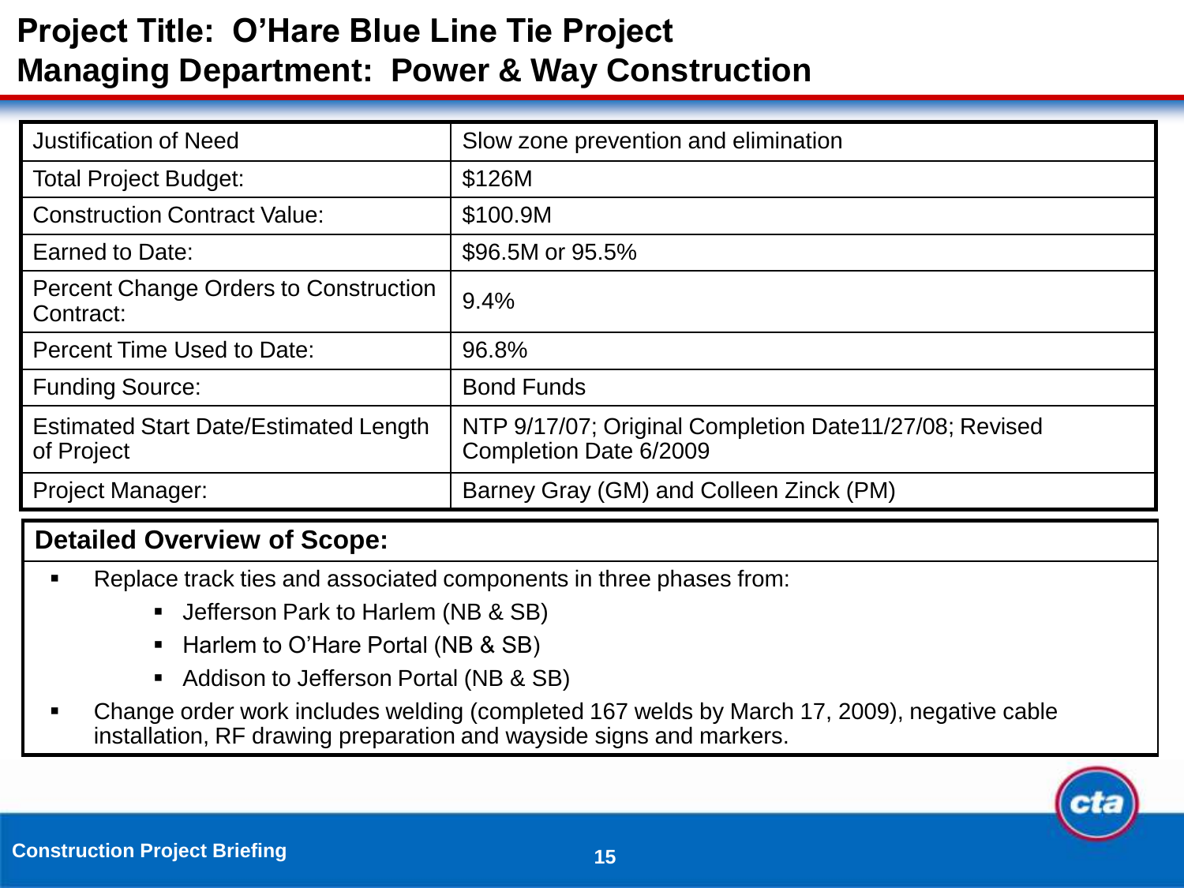# Project Title: O'Hare Blue Line Tie Project
# Managing Department: Power & Way Construction

| | |
|---|---|
| Justification of Need | Slow zone prevention and elimination |
| Total Project Budget: | $126M |
| Construction Contract Value: | $100.9M |
| Earned to Date: | $96.5M or 95.5% |
| Percent Change Orders to Construction Contract: | 9.4% |
| Percent Time Used to Date: | 96.8% |
| Funding Source: | Bond Funds |
| Estimated Start Date/Estimated Length of Project | NTP 9/17/07; Original Completion Date11/27/08; Revised Completion Date 6/2009 |
| Project Manager: | Barney Gray (GM) and Colleen Zinck (PM) |

## Detailed Overview of Scope:

- Replace track ties and associated components in three phases from:
  - Jefferson Park to Harlem (NB & SB)
  - Harlem to O'Hare Portal (NB & SB)
  - Addison to Jefferson Portal (NB & SB)
- Change order work includes welding (completed 167 welds by March 17, 2009), negative cable installation, RF drawing preparation and wayside signs and markers.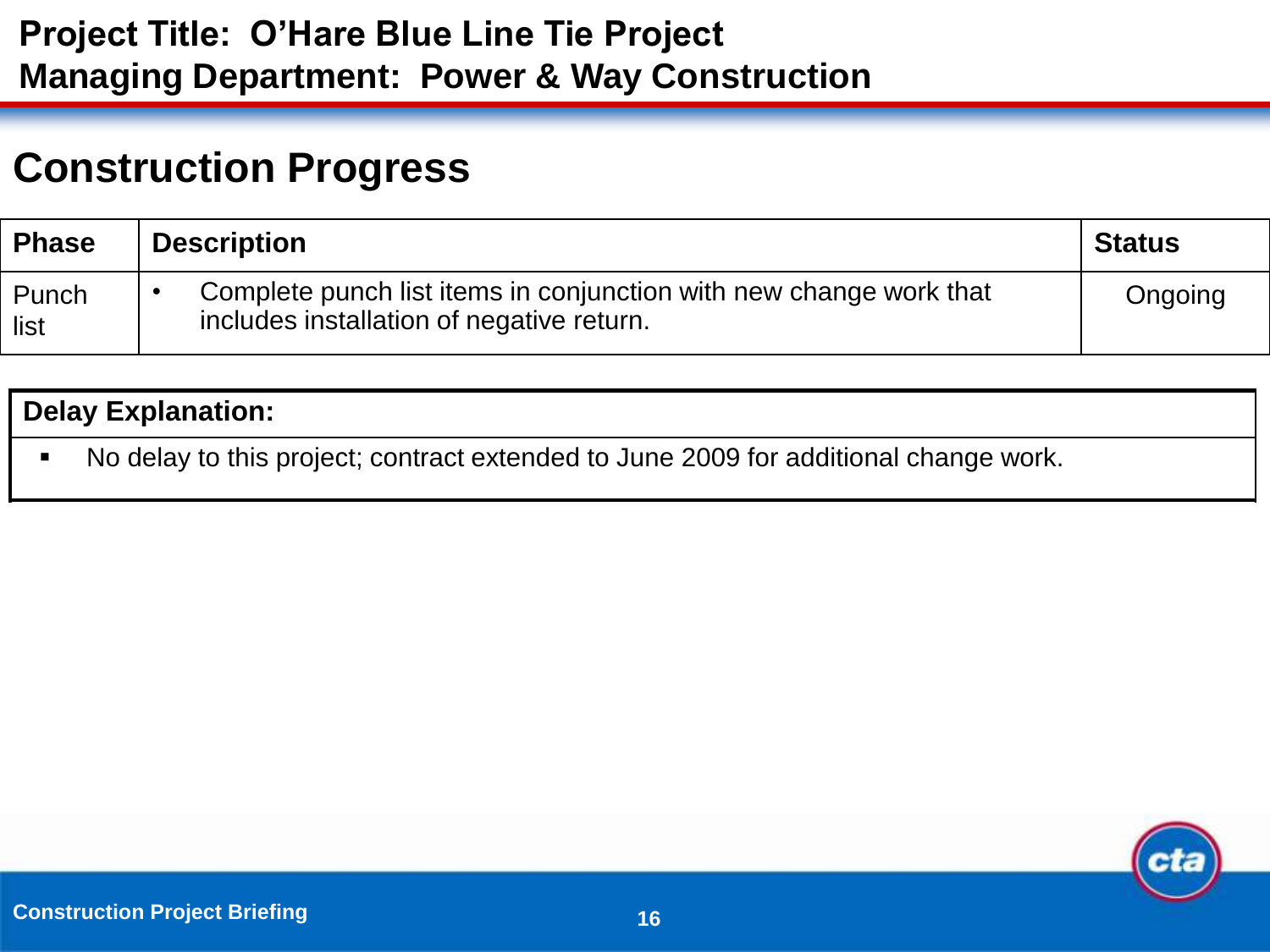**Project Title: O'Hare Blue Line Tie Project**
**Managing Department: Power & Way Construction**

# Construction Progress

| Phase | Description | Status |
|---|---|---|
| Punch list | • Complete punch list items in conjunction with new change work that includes installation of negative return. | Ongoing |

| Delay Explanation: |
|---|
| ▪ No delay to this project; contract extended to June 2009 for additional change work. |